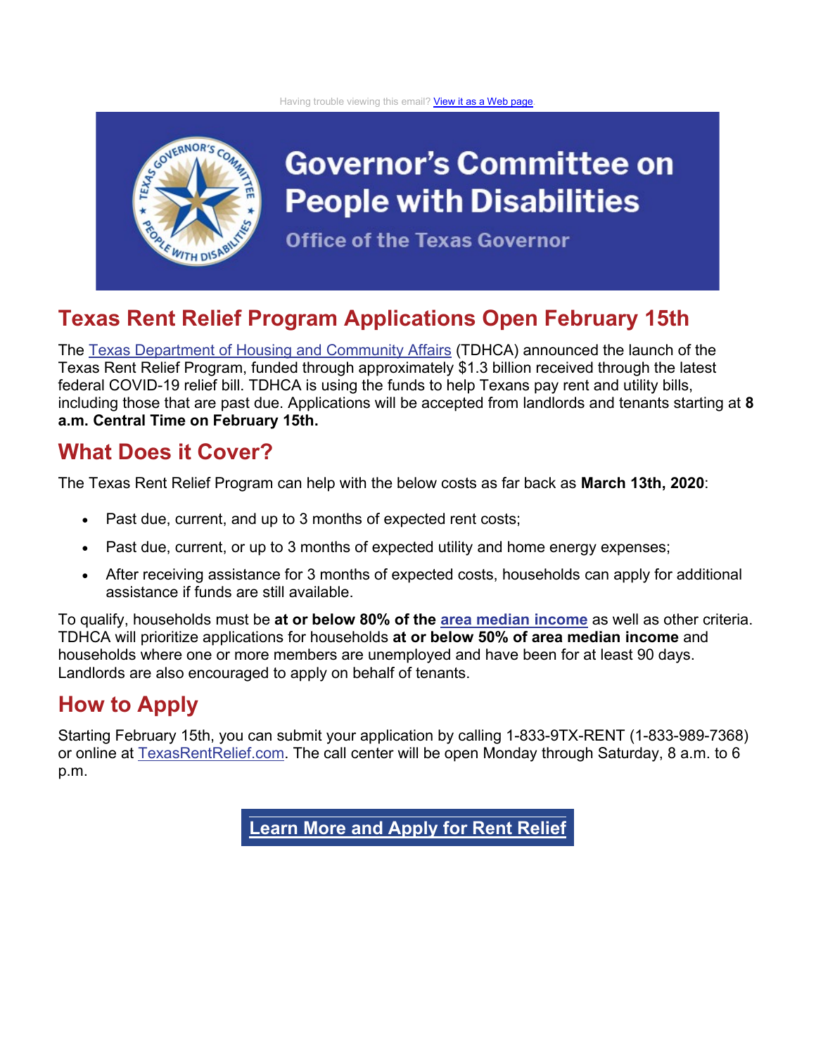Having trouble viewing this email? View it as a Web page

# Governor's Committee on People with Disabilities

Office of the Texas Governor

## Texas Rent Relief Program Applications Open February 15th

The Texas Department of Housing and Community Affairs (TDHCA) announced the launch of the Texas Rent Relief Program, funded through approximately $1.3 billion received through the latest federal COVID-19 relief bill. TDHCA is using the funds to help Texans pay rent and utility bills, including those that are past due. Applications will be accepted from landlords and tenants starting at **8 a.m. Central Time on February 15th.**

## What Does it Cover?

The Texas Rent Relief Program can help with the below costs as far back as **March 13th, 2020**:

- Past due, current, and up to 3 months of expected rent costs;
- Past due, current, or up to 3 months of expected utility and home energy expenses;
- After receiving assistance for 3 months of expected costs, households can apply for additional assistance if funds are still available.

To qualify, households must be **at or below 80% of the area median income** as well as other criteria. TDHCA will prioritize applications for households **at or below 50% of area median income** and households where one or more members are unemployed and have been for at least 90 days. Landlords are also encouraged to apply on behalf of tenants.

## How to Apply

Starting February 15th, you can submit your application by calling 1-833-9TX-RENT (1-833-989-7368) or online at TexasRentRelief.com. The call center will be open Monday through Saturday, 8 a.m. to 6 p.m.

**Learn More and Apply for Rent Relief**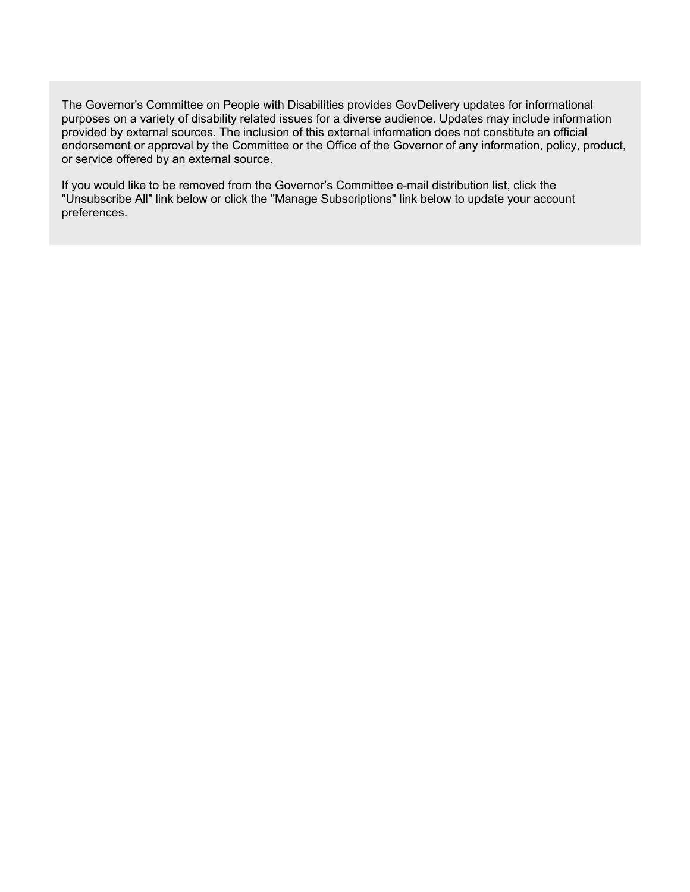The Governor's Committee on People with Disabilities provides GovDelivery updates for informational purposes on a variety of disability related issues for a diverse audience. Updates may include information provided by external sources. The inclusion of this external information does not constitute an official endorsement or approval by the Committee or the Office of the Governor of any information, policy, product, or service offered by an external source.

If you would like to be removed from the Governor's Committee e-mail distribution list, click the "Unsubscribe All" link below or click the "Manage Subscriptions" link below to update your account preferences.